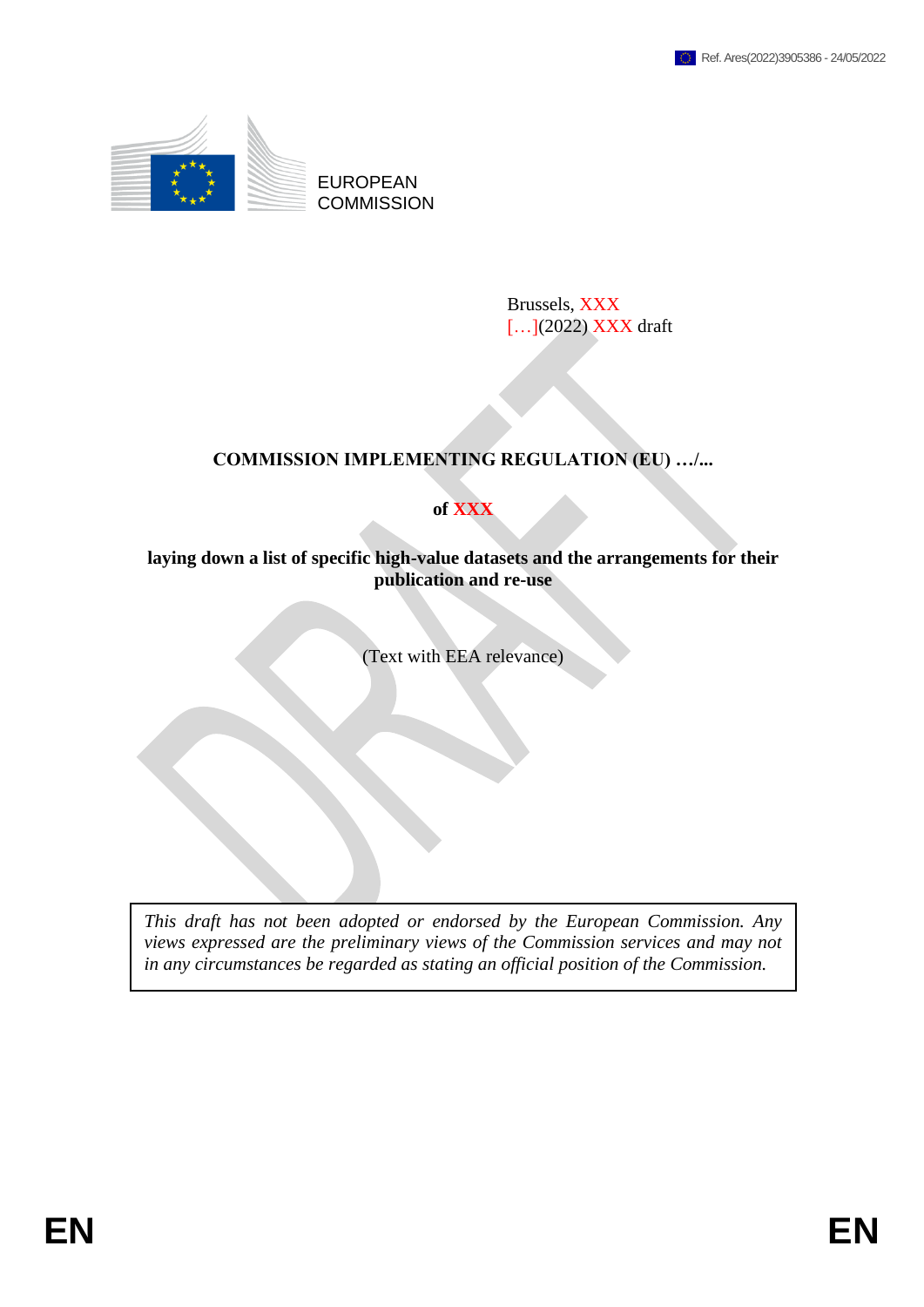Ref. Ares(2022)3905386 - 24/05/2022

EUROPEAN COMMISSION

Brussels, XXX
[…](2022) XXX draft

# COMMISSION IMPLEMENTING REGULATION (EU) …/...

**of XXX**

**laying down a list of specific high-value datasets and the arrangements for their publication and re-use**

(Text with EEA relevance)

*This draft has not been adopted or endorsed by the European Commission. Any views expressed are the preliminary views of the Commission services and may not in any circumstances be regarded as stating an official position of the Commission.*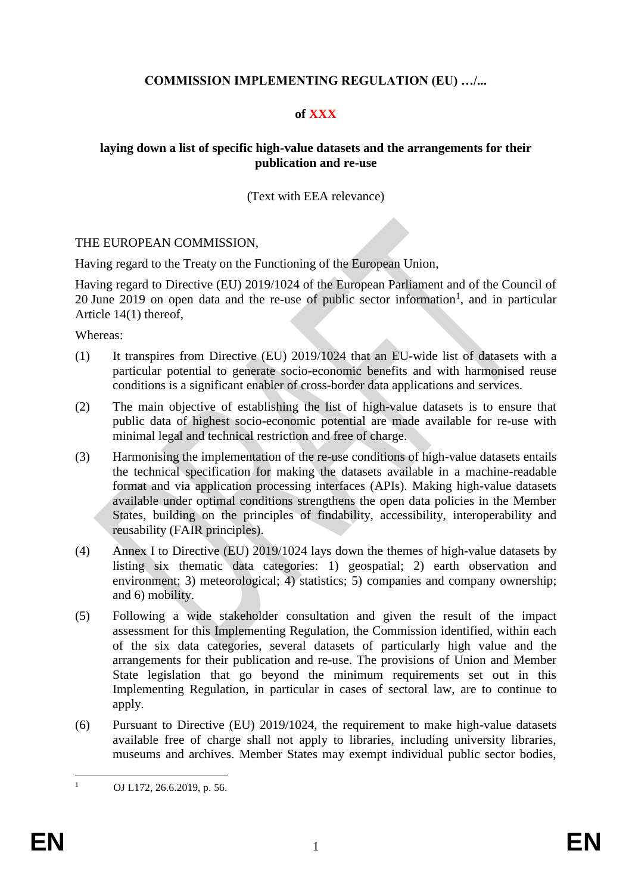**COMMISSION IMPLEMENTING REGULATION (EU) …/...**

**of XXX**

**laying down a list of specific high-value datasets and the arrangements for their publication and re-use**

(Text with EEA relevance)

THE EUROPEAN COMMISSION,

Having regard to the Treaty on the Functioning of the European Union,

Having regard to Directive (EU) 2019/1024 of the European Parliament and of the Council of 20 June 2019 on open data and the re-use of public sector information[1], and in particular Article 14(1) thereof,

Whereas:

(1) It transpires from Directive (EU) 2019/1024 that an EU-wide list of datasets with a particular potential to generate socio-economic benefits and with harmonised reuse conditions is a significant enabler of cross-border data applications and services.

(2) The main objective of establishing the list of high-value datasets is to ensure that public data of highest socio-economic potential are made available for re-use with minimal legal and technical restriction and free of charge.

(3) Harmonising the implementation of the re-use conditions of high-value datasets entails the technical specification for making the datasets available in a machine-readable format and via application processing interfaces (APIs). Making high-value datasets available under optimal conditions strengthens the open data policies in the Member States, building on the principles of findability, accessibility, interoperability and reusability (FAIR principles).

(4) Annex I to Directive (EU) 2019/1024 lays down the themes of high-value datasets by listing six thematic data categories: 1) geospatial; 2) earth observation and environment; 3) meteorological; 4) statistics; 5) companies and company ownership; and 6) mobility.

(5) Following a wide stakeholder consultation and given the result of the impact assessment for this Implementing Regulation, the Commission identified, within each of the six data categories, several datasets of particularly high value and the arrangements for their publication and re-use. The provisions of Union and Member State legislation that go beyond the minimum requirements set out in this Implementing Regulation, in particular in cases of sectoral law, are to continue to apply.

(6) Pursuant to Directive (EU) 2019/1024, the requirement to make high-value datasets available free of charge shall not apply to libraries, including university libraries, museums and archives. Member States may exempt individual public sector bodies,

---

[1] OJ L172, 26.6.2019, p. 56.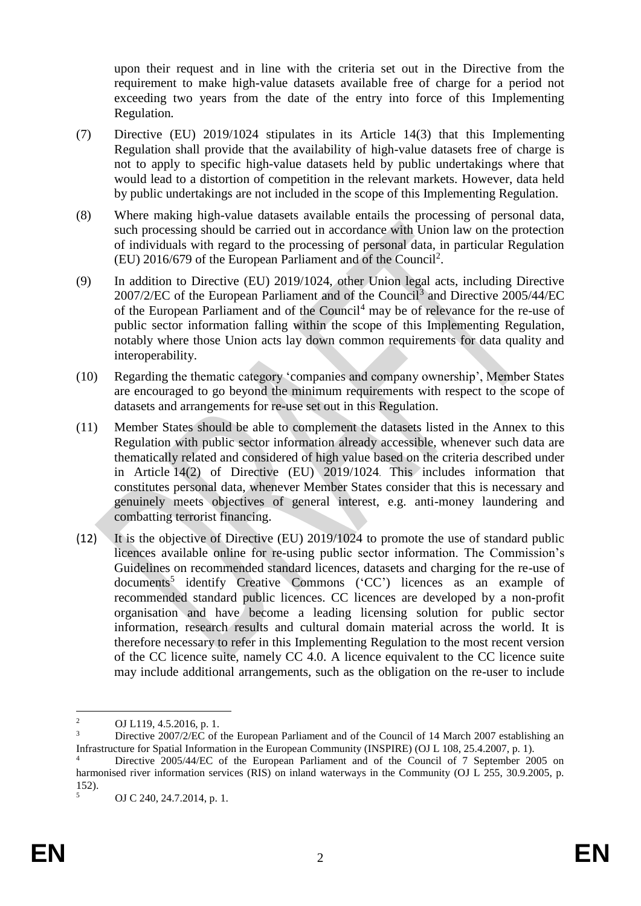upon their request and in line with the criteria set out in the Directive from the requirement to make high-value datasets available free of charge for a period not exceeding two years from the date of the entry into force of this Implementing Regulation.

(7) Directive (EU) 2019/1024 stipulates in its Article 14(3) that this Implementing Regulation shall provide that the availability of high-value datasets free of charge is not to apply to specific high-value datasets held by public undertakings where that would lead to a distortion of competition in the relevant markets. However, data held by public undertakings are not included in the scope of this Implementing Regulation.

(8) Where making high-value datasets available entails the processing of personal data, such processing should be carried out in accordance with Union law on the protection of individuals with regard to the processing of personal data, in particular Regulation (EU) 2016/679 of the European Parliament and of the Council[2].

(9) In addition to Directive (EU) 2019/1024, other Union legal acts, including Directive 2007/2/EC of the European Parliament and of the Council[3] and Directive 2005/44/EC of the European Parliament and of the Council[4] may be of relevance for the re-use of public sector information falling within the scope of this Implementing Regulation, notably where those Union acts lay down common requirements for data quality and interoperability.

(10) Regarding the thematic category 'companies and company ownership', Member States are encouraged to go beyond the minimum requirements with respect to the scope of datasets and arrangements for re-use set out in this Regulation.

(11) Member States should be able to complement the datasets listed in the Annex to this Regulation with public sector information already accessible, whenever such data are thematically related and considered of high value based on the criteria described under in Article 14(2) of Directive (EU) 2019/1024. This includes information that constitutes personal data, whenever Member States consider that this is necessary and genuinely meets objectives of general interest, e.g. anti-money laundering and combatting terrorist financing.

(12) It is the objective of Directive (EU) 2019/1024 to promote the use of standard public licences available online for re-using public sector information. The Commission's Guidelines on recommended standard licences, datasets and charging for the re-use of documents[5] identify Creative Commons ('CC') licences as an example of recommended standard public licences. CC licences are developed by a non-profit organisation and have become a leading licensing solution for public sector information, research results and cultural domain material across the world. It is therefore necessary to refer in this Implementing Regulation to the most recent version of the CC licence suite, namely CC 4.0. A licence equivalent to the CC licence suite may include additional arrangements, such as the obligation on the re-user to include

---

[2] OJ L119, 4.5.2016, p. 1.

[3] Directive 2007/2/EC of the European Parliament and of the Council of 14 March 2007 establishing an Infrastructure for Spatial Information in the European Community (INSPIRE) (OJ L 108, 25.4.2007, p. 1).

[4] Directive 2005/44/EC of the European Parliament and of the Council of 7 September 2005 on harmonised river information services (RIS) on inland waterways in the Community (OJ L 255, 30.9.2005, p. 152).

[5] OJ C 240, 24.7.2014, p. 1.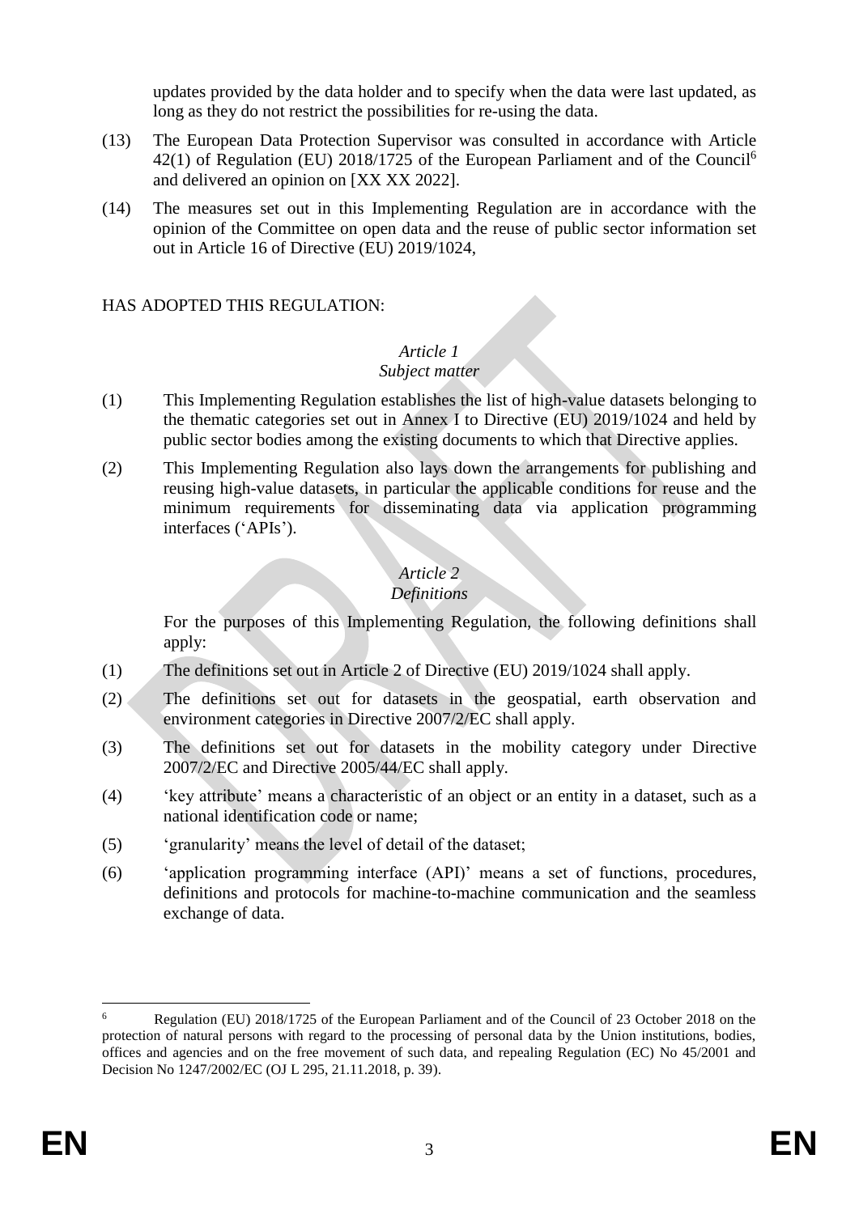updates provided by the data holder and to specify when the data were last updated, as long as they do not restrict the possibilities for re-using the data.

(13) The European Data Protection Supervisor was consulted in accordance with Article 42(1) of Regulation (EU) 2018/1725 of the European Parliament and of the Council[6] and delivered an opinion on [XX XX 2022].

(14) The measures set out in this Implementing Regulation are in accordance with the opinion of the Committee on open data and the reuse of public sector information set out in Article 16 of Directive (EU) 2019/1024,

HAS ADOPTED THIS REGULATION:

*Article 1*
*Subject matter*

(1) This Implementing Regulation establishes the list of high-value datasets belonging to the thematic categories set out in Annex I to Directive (EU) 2019/1024 and held by public sector bodies among the existing documents to which that Directive applies.

(2) This Implementing Regulation also lays down the arrangements for publishing and reusing high-value datasets, in particular the applicable conditions for reuse and the minimum requirements for disseminating data via application programming interfaces ('APIs').

*Article 2*
*Definitions*

For the purposes of this Implementing Regulation, the following definitions shall apply:

(1) The definitions set out in Article 2 of Directive (EU) 2019/1024 shall apply.

(2) The definitions set out for datasets in the geospatial, earth observation and environment categories in Directive 2007/2/EC shall apply.

(3) The definitions set out for datasets in the mobility category under Directive 2007/2/EC and Directive 2005/44/EC shall apply.

(4) 'key attribute' means a characteristic of an object or an entity in a dataset, such as a national identification code or name;

(5) 'granularity' means the level of detail of the dataset;

(6) 'application programming interface (API)' means a set of functions, procedures, definitions and protocols for machine-to-machine communication and the seamless exchange of data.

---

[6] Regulation (EU) 2018/1725 of the European Parliament and of the Council of 23 October 2018 on the protection of natural persons with regard to the processing of personal data by the Union institutions, bodies, offices and agencies and on the free movement of such data, and repealing Regulation (EC) No 45/2001 and Decision No 1247/2002/EC (OJ L 295, 21.11.2018, p. 39).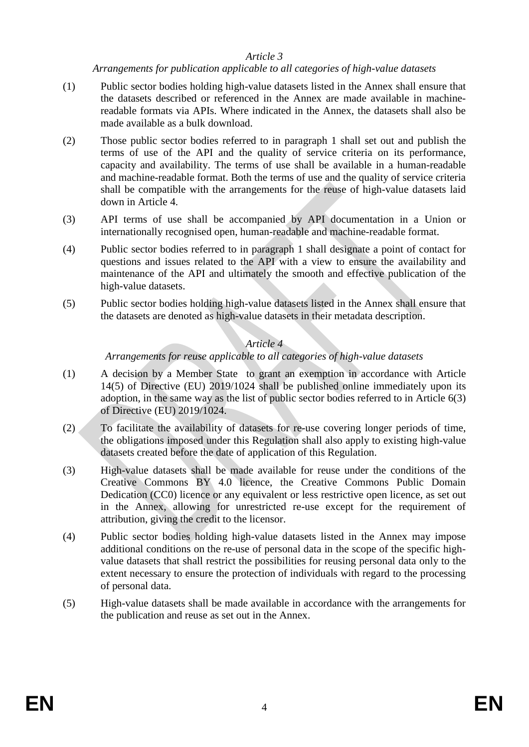*Article 3*

*Arrangements for publication applicable to all categories of high-value datasets*

(1) Public sector bodies holding high-value datasets listed in the Annex shall ensure that the datasets described or referenced in the Annex are made available in machine-readable formats via APIs. Where indicated in the Annex, the datasets shall also be made available as a bulk download.

(2) Those public sector bodies referred to in paragraph 1 shall set out and publish the terms of use of the API and the quality of service criteria on its performance, capacity and availability. The terms of use shall be available in a human-readable and machine-readable format. Both the terms of use and the quality of service criteria shall be compatible with the arrangements for the reuse of high-value datasets laid down in Article 4.

(3) API terms of use shall be accompanied by API documentation in a Union or internationally recognised open, human-readable and machine-readable format.

(4) Public sector bodies referred to in paragraph 1 shall designate a point of contact for questions and issues related to the API with a view to ensure the availability and maintenance of the API and ultimately the smooth and effective publication of the high-value datasets.

(5) Public sector bodies holding high-value datasets listed in the Annex shall ensure that the datasets are denoted as high-value datasets in their metadata description.

*Article 4*

*Arrangements for reuse applicable to all categories of high-value datasets*

(1) A decision by a Member State to grant an exemption in accordance with Article 14(5) of Directive (EU) 2019/1024 shall be published online immediately upon its adoption, in the same way as the list of public sector bodies referred to in Article 6(3) of Directive (EU) 2019/1024.

(2) To facilitate the availability of datasets for re-use covering longer periods of time, the obligations imposed under this Regulation shall also apply to existing high-value datasets created before the date of application of this Regulation.

(3) High-value datasets shall be made available for reuse under the conditions of the Creative Commons BY 4.0 licence, the Creative Commons Public Domain Dedication (CC0) licence or any equivalent or less restrictive open licence, as set out in the Annex, allowing for unrestricted re-use except for the requirement of attribution, giving the credit to the licensor.

(4) Public sector bodies holding high-value datasets listed in the Annex may impose additional conditions on the re-use of personal data in the scope of the specific high-value datasets that shall restrict the possibilities for reusing personal data only to the extent necessary to ensure the protection of individuals with regard to the processing of personal data.

(5) High-value datasets shall be made available in accordance with the arrangements for the publication and reuse as set out in the Annex.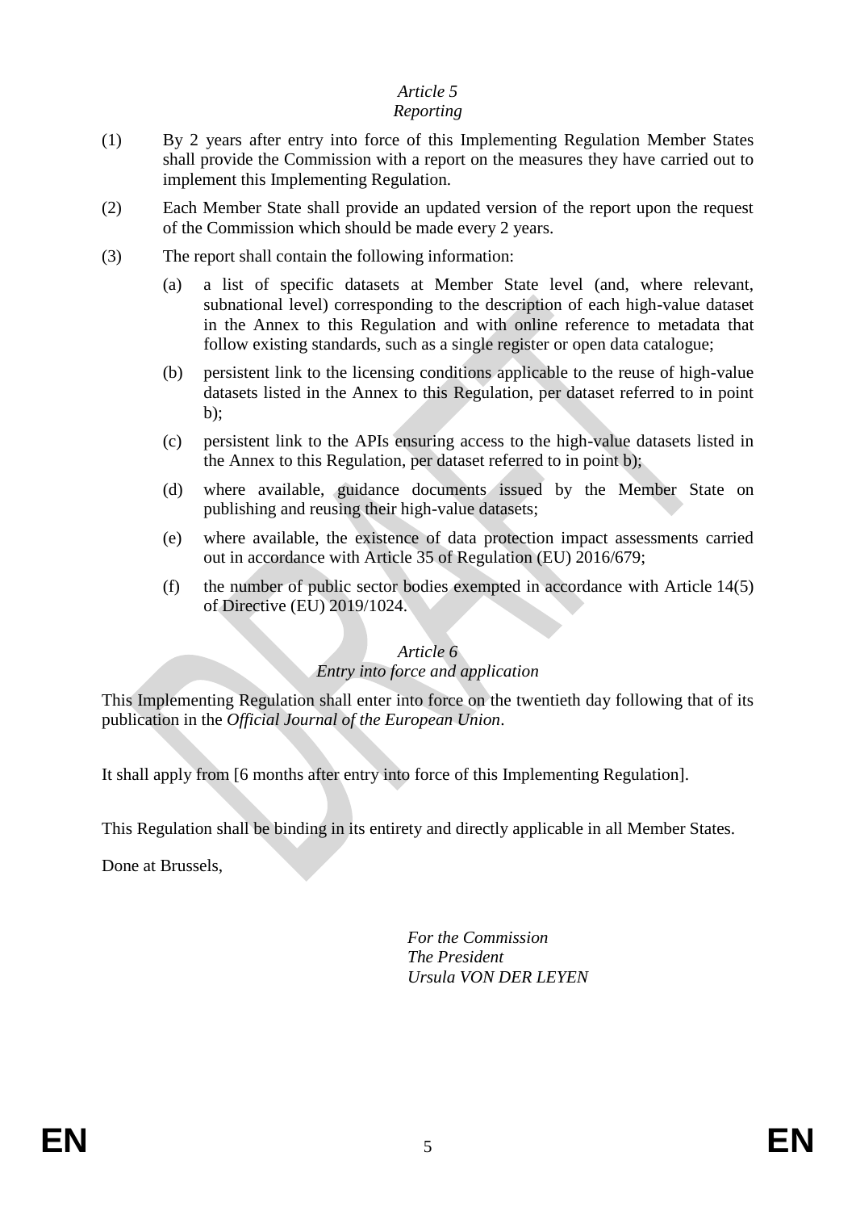*Article 5*
*Reporting*

(1) By 2 years after entry into force of this Implementing Regulation Member States shall provide the Commission with a report on the measures they have carried out to implement this Implementing Regulation.

(2) Each Member State shall provide an updated version of the report upon the request of the Commission which should be made every 2 years.

(3) The report shall contain the following information:

(a) a list of specific datasets at Member State level (and, where relevant, subnational level) corresponding to the description of each high-value dataset in the Annex to this Regulation and with online reference to metadata that follow existing standards, such as a single register or open data catalogue;

(b) persistent link to the licensing conditions applicable to the reuse of high-value datasets listed in the Annex to this Regulation, per dataset referred to in point b);

(c) persistent link to the APIs ensuring access to the high-value datasets listed in the Annex to this Regulation, per dataset referred to in point b);

(d) where available, guidance documents issued by the Member State on publishing and reusing their high-value datasets;

(e) where available, the existence of data protection impact assessments carried out in accordance with Article 35 of Regulation (EU) 2016/679;

(f) the number of public sector bodies exempted in accordance with Article 14(5) of Directive (EU) 2019/1024.

*Article 6*
*Entry into force and application*

This Implementing Regulation shall enter into force on the twentieth day following that of its publication in the *Official Journal of the European Union*.

It shall apply from [6 months after entry into force of this Implementing Regulation].

This Regulation shall be binding in its entirety and directly applicable in all Member States.

Done at Brussels,

*For the Commission*
*The President*
*Ursula VON DER LEYEN*